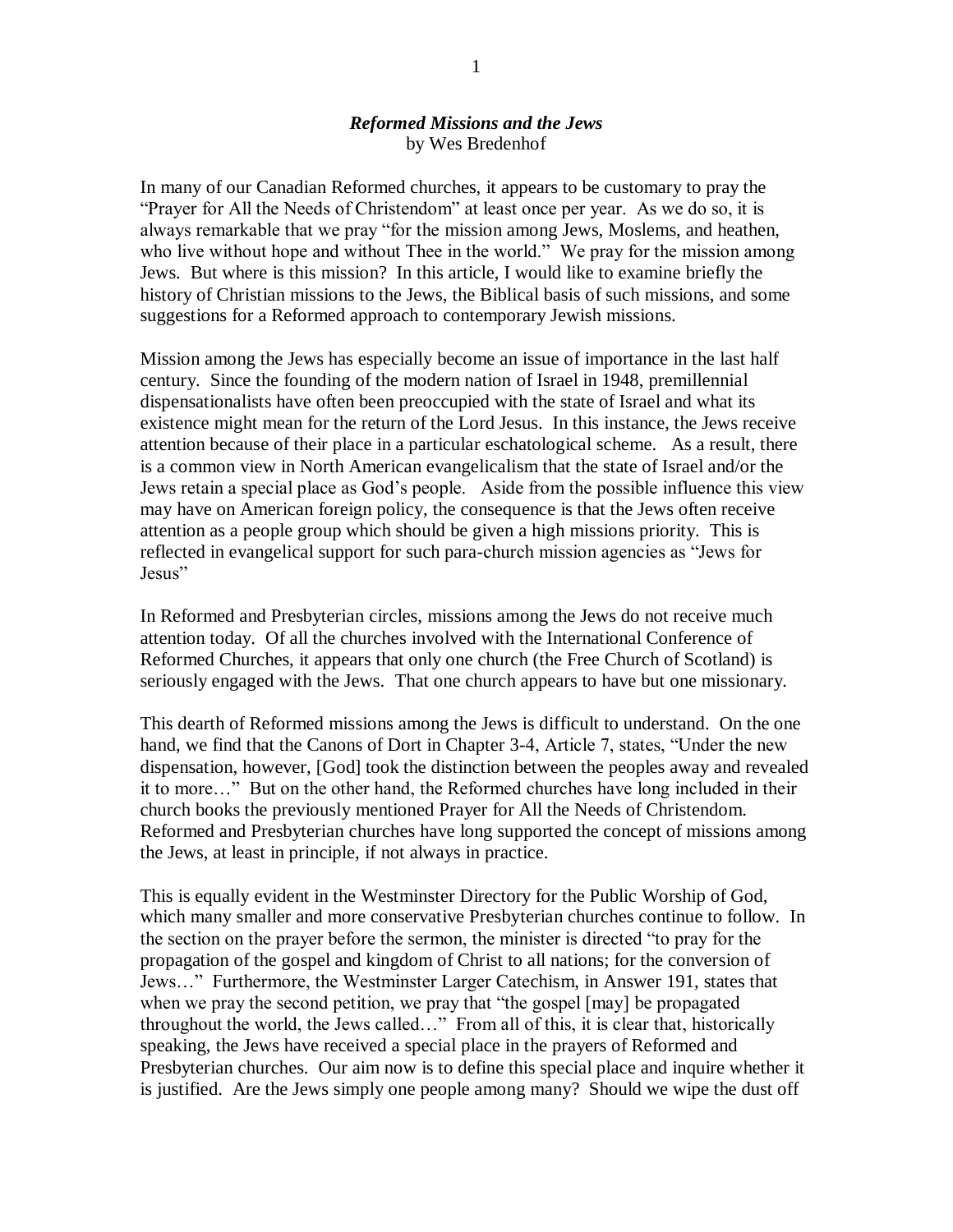***Reformed Missions and the Jews***
by Wes Bredenhof

In many of our Canadian Reformed churches, it appears to be customary to pray the "Prayer for All the Needs of Christendom" at least once per year. As we do so, it is always remarkable that we pray "for the mission among Jews, Moslems, and heathen, who live without hope and without Thee in the world." We pray for the mission among Jews. But where is this mission? In this article, I would like to examine briefly the history of Christian missions to the Jews, the Biblical basis of such missions, and some suggestions for a Reformed approach to contemporary Jewish missions.

Mission among the Jews has especially become an issue of importance in the last half century. Since the founding of the modern nation of Israel in 1948, premillennial dispensationalists have often been preoccupied with the state of Israel and what its existence might mean for the return of the Lord Jesus. In this instance, the Jews receive attention because of their place in a particular eschatological scheme. As a result, there is a common view in North American evangelicalism that the state of Israel and/or the Jews retain a special place as God's people. Aside from the possible influence this view may have on American foreign policy, the consequence is that the Jews often receive attention as a people group which should be given a high missions priority. This is reflected in evangelical support for such para-church mission agencies as "Jews for Jesus"

In Reformed and Presbyterian circles, missions among the Jews do not receive much attention today. Of all the churches involved with the International Conference of Reformed Churches, it appears that only one church (the Free Church of Scotland) is seriously engaged with the Jews. That one church appears to have but one missionary.

This dearth of Reformed missions among the Jews is difficult to understand. On the one hand, we find that the Canons of Dort in Chapter 3-4, Article 7, states, "Under the new dispensation, however, [God] took the distinction between the peoples away and revealed it to more…" But on the other hand, the Reformed churches have long included in their church books the previously mentioned Prayer for All the Needs of Christendom. Reformed and Presbyterian churches have long supported the concept of missions among the Jews, at least in principle, if not always in practice.

This is equally evident in the Westminster Directory for the Public Worship of God, which many smaller and more conservative Presbyterian churches continue to follow. In the section on the prayer before the sermon, the minister is directed "to pray for the propagation of the gospel and kingdom of Christ to all nations; for the conversion of Jews…" Furthermore, the Westminster Larger Catechism, in Answer 191, states that when we pray the second petition, we pray that "the gospel [may] be propagated throughout the world, the Jews called…" From all of this, it is clear that, historically speaking, the Jews have received a special place in the prayers of Reformed and Presbyterian churches. Our aim now is to define this special place and inquire whether it is justified. Are the Jews simply one people among many? Should we wipe the dust off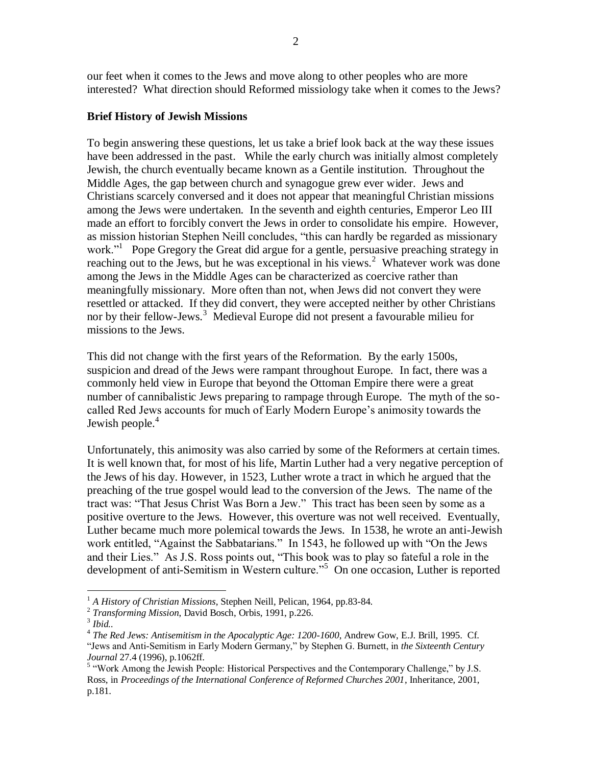our feet when it comes to the Jews and move along to other peoples who are more interested? What direction should Reformed missiology take when it comes to the Jews?

**Brief History of Jewish Missions**

To begin answering these questions, let us take a brief look back at the way these issues have been addressed in the past. While the early church was initially almost completely Jewish, the church eventually became known as a Gentile institution. Throughout the Middle Ages, the gap between church and synagogue grew ever wider. Jews and Christians scarcely conversed and it does not appear that meaningful Christian missions among the Jews were undertaken. In the seventh and eighth centuries, Emperor Leo III made an effort to forcibly convert the Jews in order to consolidate his empire. However, as mission historian Stephen Neill concludes, "this can hardly be regarded as missionary work."[1] Pope Gregory the Great did argue for a gentle, persuasive preaching strategy in reaching out to the Jews, but he was exceptional in his views.[2] Whatever work was done among the Jews in the Middle Ages can be characterized as coercive rather than meaningfully missionary. More often than not, when Jews did not convert they were resettled or attacked. If they did convert, they were accepted neither by other Christians nor by their fellow-Jews.[3] Medieval Europe did not present a favourable milieu for missions to the Jews.

This did not change with the first years of the Reformation. By the early 1500s, suspicion and dread of the Jews were rampant throughout Europe. In fact, there was a commonly held view in Europe that beyond the Ottoman Empire there were a great number of cannibalistic Jews preparing to rampage through Europe. The myth of the so-called Red Jews accounts for much of Early Modern Europe's animosity towards the Jewish people.[4]

Unfortunately, this animosity was also carried by some of the Reformers at certain times. It is well known that, for most of his life, Martin Luther had a very negative perception of the Jews of his day. However, in 1523, Luther wrote a tract in which he argued that the preaching of the true gospel would lead to the conversion of the Jews. The name of the tract was: "That Jesus Christ Was Born a Jew." This tract has been seen by some as a positive overture to the Jews. However, this overture was not well received. Eventually, Luther became much more polemical towards the Jews. In 1538, he wrote an anti-Jewish work entitled, "Against the Sabbatarians." In 1543, he followed up with "On the Jews and their Lies." As J.S. Ross points out, "This book was to play so fateful a role in the development of anti-Semitism in Western culture."[5] On one occasion, Luther is reported

---

[1] *A History of Christian Missions*, Stephen Neill, Pelican, 1964, pp.83-84.

[2] *Transforming Mission*, David Bosch, Orbis, 1991, p.226.

[3] *Ibid.*.

[4] *The Red Jews: Antisemitism in the Apocalyptic Age: 1200-1600*, Andrew Gow, E.J. Brill, 1995. Cf. "Jews and Anti-Semitism in Early Modern Germany," by Stephen G. Burnett, in *the Sixteenth Century Journal* 27.4 (1996), p.1062ff.

[5] "Work Among the Jewish People: Historical Perspectives and the Contemporary Challenge," by J.S. Ross, in *Proceedings of the International Conference of Reformed Churches 2001*, Inheritance, 2001, p.181.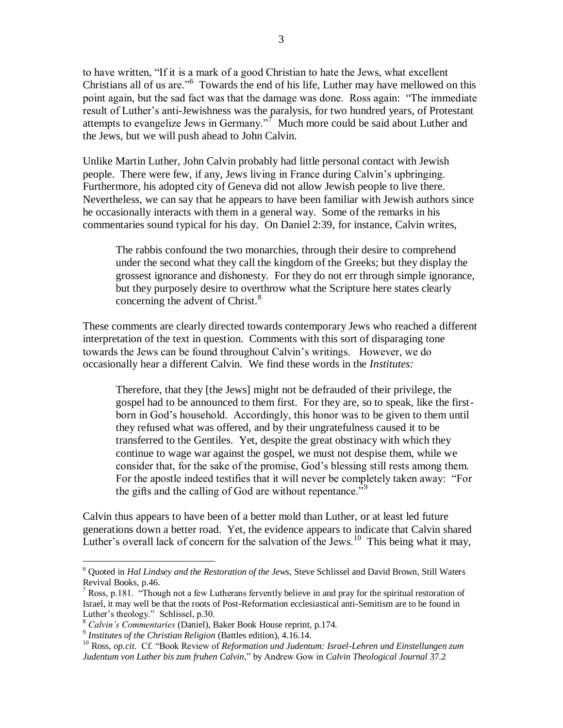to have written, "If it is a mark of a good Christian to hate the Jews, what excellent Christians all of us are."[6] Towards the end of his life, Luther may have mellowed on this point again, but the sad fact was that the damage was done. Ross again: "The immediate result of Luther's anti-Jewishness was the paralysis, for two hundred years, of Protestant attempts to evangelize Jews in Germany."[7] Much more could be said about Luther and the Jews, but we will push ahead to John Calvin.

Unlike Martin Luther, John Calvin probably had little personal contact with Jewish people. There were few, if any, Jews living in France during Calvin's upbringing. Furthermore, his adopted city of Geneva did not allow Jewish people to live there. Nevertheless, we can say that he appears to have been familiar with Jewish authors since he occasionally interacts with them in a general way. Some of the remarks in his commentaries sound typical for his day. On Daniel 2:39, for instance, Calvin writes,

> The rabbis confound the two monarchies, through their desire to comprehend under the second what they call the kingdom of the Greeks; but they display the grossest ignorance and dishonesty. For they do not err through simple ignorance, but they purposely desire to overthrow what the Scripture here states clearly concerning the advent of Christ.[8]

These comments are clearly directed towards contemporary Jews who reached a different interpretation of the text in question. Comments with this sort of disparaging tone towards the Jews can be found throughout Calvin's writings. However, we do occasionally hear a different Calvin. We find these words in the *Institutes:*

> Therefore, that they [the Jews] might not be defrauded of their privilege, the gospel had to be announced to them first. For they are, so to speak, like the first-born in God's household. Accordingly, this honor was to be given to them until they refused what was offered, and by their ungratefulness caused it to be transferred to the Gentiles. Yet, despite the great obstinacy with which they continue to wage war against the gospel, we must not despise them, while we consider that, for the sake of the promise, God's blessing still rests among them. For the apostle indeed testifies that it will never be completely taken away: "For the gifts and the calling of God are without repentance."[9]

Calvin thus appears to have been of a better mold than Luther, or at least led future generations down a better road. Yet, the evidence appears to indicate that Calvin shared Luther's overall lack of concern for the salvation of the Jews.[10] This being what it may,

---

[6] Quoted in *Hal Lindsey and the Restoration of the Jews,* Steve Schlissel and David Brown, Still Waters Revival Books, p.46.

[7] Ross, p.181. "Though not a few Lutherans fervently believe in and pray for the spiritual restoration of Israel, it may well be that the roots of Post-Reformation ecclesiastical anti-Semitism are to be found in Luther's theology." Schlissel, p.30.

[8] *Calvin's Commentaries* (Daniel), Baker Book House reprint, p.174.

[9] *Institutes of the Christian Religion* (Battles edition), 4.16.14.

[10] Ross, *op.cit.* Cf. "Book Review of *Reformation und Judentum: Israel-Lehren und Einstellungen zum Judentum von Luther bis zum fruhen Calvin*," by Andrew Gow in *Calvin Theological Journal* 37.2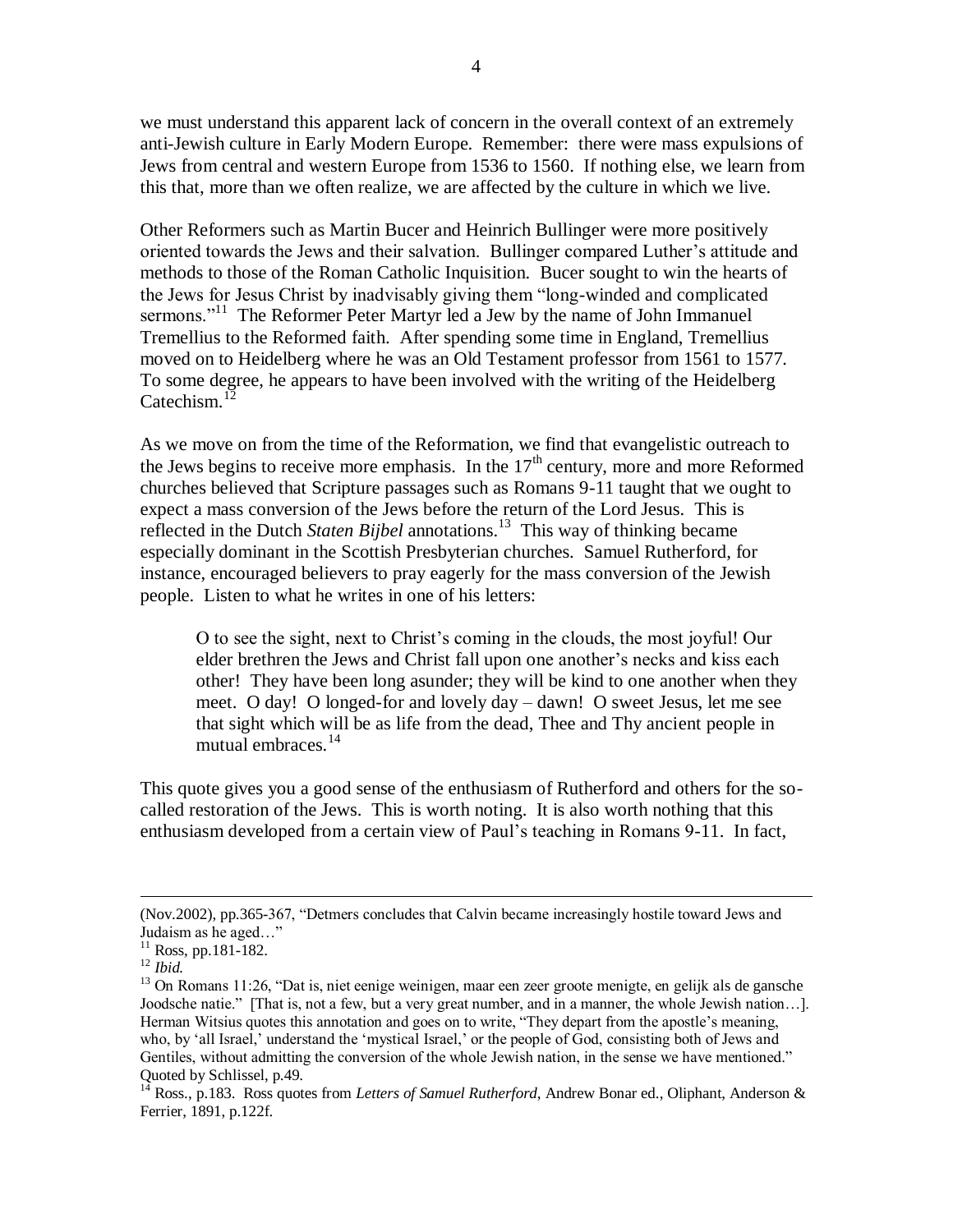we must understand this apparent lack of concern in the overall context of an extremely anti-Jewish culture in Early Modern Europe. Remember: there were mass expulsions of Jews from central and western Europe from 1536 to 1560. If nothing else, we learn from this that, more than we often realize, we are affected by the culture in which we live.

Other Reformers such as Martin Bucer and Heinrich Bullinger were more positively oriented towards the Jews and their salvation. Bullinger compared Luther's attitude and methods to those of the Roman Catholic Inquisition. Bucer sought to win the hearts of the Jews for Jesus Christ by inadvisably giving them "long-winded and complicated sermons."[11] The Reformer Peter Martyr led a Jew by the name of John Immanuel Tremellius to the Reformed faith. After spending some time in England, Tremellius moved on to Heidelberg where he was an Old Testament professor from 1561 to 1577. To some degree, he appears to have been involved with the writing of the Heidelberg Catechism.[12]

As we move on from the time of the Reformation, we find that evangelistic outreach to the Jews begins to receive more emphasis. In the 17th century, more and more Reformed churches believed that Scripture passages such as Romans 9-11 taught that we ought to expect a mass conversion of the Jews before the return of the Lord Jesus. This is reflected in the Dutch *Staten Bijbel* annotations.[13] This way of thinking became especially dominant in the Scottish Presbyterian churches. Samuel Rutherford, for instance, encouraged believers to pray eagerly for the mass conversion of the Jewish people. Listen to what he writes in one of his letters:

> O to see the sight, next to Christ's coming in the clouds, the most joyful! Our elder brethren the Jews and Christ fall upon one another's necks and kiss each other! They have been long asunder; they will be kind to one another when they meet. O day! O longed-for and lovely day – dawn! O sweet Jesus, let me see that sight which will be as life from the dead, Thee and Thy ancient people in mutual embraces.[14]

This quote gives you a good sense of the enthusiasm of Rutherford and others for the so-called restoration of the Jews. This is worth noting. It is also worth nothing that this enthusiasm developed from a certain view of Paul's teaching in Romans 9-11. In fact,

---

(Nov.2002), pp.365-367, "Detmers concludes that Calvin became increasingly hostile toward Jews and Judaism as he aged…"

[11] Ross, pp.181-182.

[12] *Ibid.*

[13] On Romans 11:26, "Dat is, niet eenige weinigen, maar een zeer groote menigte, en gelijk als de gansche Joodsche natie." [That is, not a few, but a very great number, and in a manner, the whole Jewish nation…]. Herman Witsius quotes this annotation and goes on to write, "They depart from the apostle's meaning, who, by 'all Israel,' understand the 'mystical Israel,' or the people of God, consisting both of Jews and Gentiles, without admitting the conversion of the whole Jewish nation, in the sense we have mentioned." Quoted by Schlissel, p.49.

[14] Ross., p.183. Ross quotes from *Letters of Samuel Rutherford*, Andrew Bonar ed., Oliphant, Anderson & Ferrier, 1891, p.122f.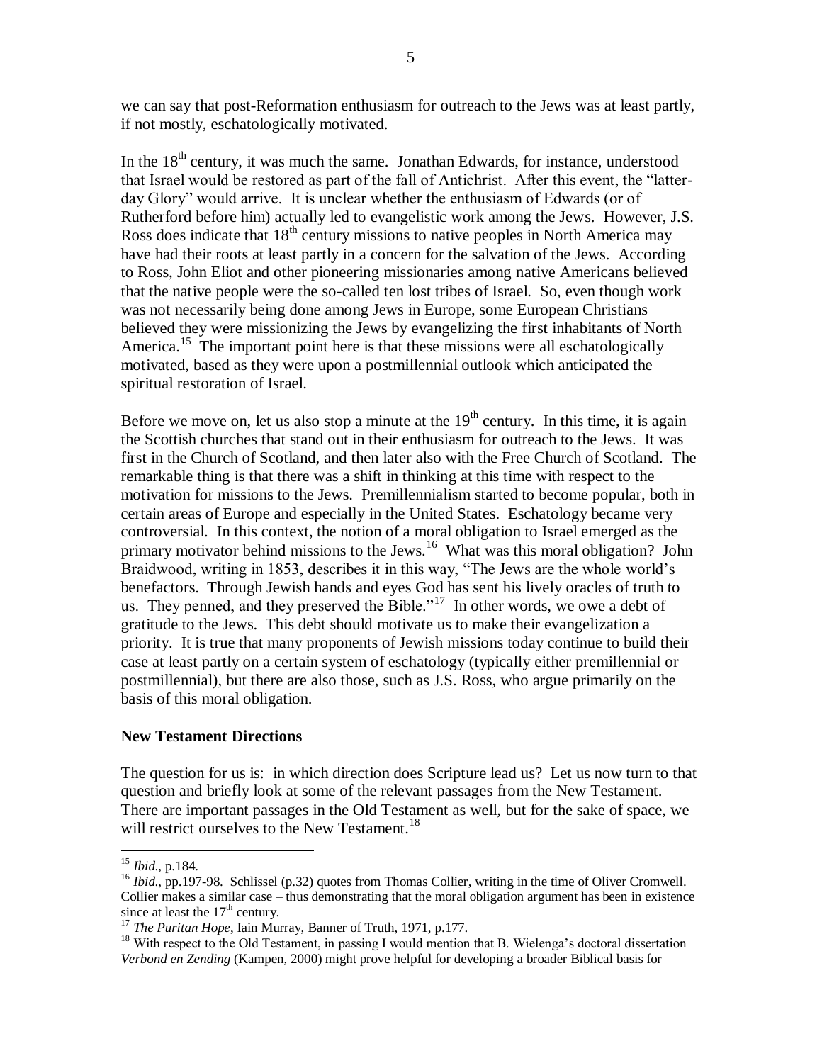we can say that post-Reformation enthusiasm for outreach to the Jews was at least partly, if not mostly, eschatologically motivated.

In the 18th century, it was much the same. Jonathan Edwards, for instance, understood that Israel would be restored as part of the fall of Antichrist. After this event, the "latter-day Glory" would arrive. It is unclear whether the enthusiasm of Edwards (or of Rutherford before him) actually led to evangelistic work among the Jews. However, J.S. Ross does indicate that 18th century missions to native peoples in North America may have had their roots at least partly in a concern for the salvation of the Jews. According to Ross, John Eliot and other pioneering missionaries among native Americans believed that the native people were the so-called ten lost tribes of Israel. So, even though work was not necessarily being done among Jews in Europe, some European Christians believed they were missionizing the Jews by evangelizing the first inhabitants of North America.[15] The important point here is that these missions were all eschatologically motivated, based as they were upon a postmillennial outlook which anticipated the spiritual restoration of Israel.

Before we move on, let us also stop a minute at the 19th century. In this time, it is again the Scottish churches that stand out in their enthusiasm for outreach to the Jews. It was first in the Church of Scotland, and then later also with the Free Church of Scotland. The remarkable thing is that there was a shift in thinking at this time with respect to the motivation for missions to the Jews. Premillennialism started to become popular, both in certain areas of Europe and especially in the United States. Eschatology became very controversial. In this context, the notion of a moral obligation to Israel emerged as the primary motivator behind missions to the Jews.[16] What was this moral obligation? John Braidwood, writing in 1853, describes it in this way, "The Jews are the whole world's benefactors. Through Jewish hands and eyes God has sent his lively oracles of truth to us. They penned, and they preserved the Bible."[17] In other words, we owe a debt of gratitude to the Jews. This debt should motivate us to make their evangelization a priority. It is true that many proponents of Jewish missions today continue to build their case at least partly on a certain system of eschatology (typically either premillennial or postmillennial), but there are also those, such as J.S. Ross, who argue primarily on the basis of this moral obligation.

### New Testament Directions

The question for us is: in which direction does Scripture lead us? Let us now turn to that question and briefly look at some of the relevant passages from the New Testament. There are important passages in the Old Testament as well, but for the sake of space, we will restrict ourselves to the New Testament.[18]

---

[15] *Ibid.*, p.184.

[16] *Ibid.*, pp.197-98. Schlissel (p.32) quotes from Thomas Collier, writing in the time of Oliver Cromwell. Collier makes a similar case – thus demonstrating that the moral obligation argument has been in existence since at least the 17th century.

[17] *The Puritan Hope*, Iain Murray, Banner of Truth, 1971, p.177.

[18] With respect to the Old Testament, in passing I would mention that B. Wielenga's doctoral dissertation *Verbond en Zending* (Kampen, 2000) might prove helpful for developing a broader Biblical basis for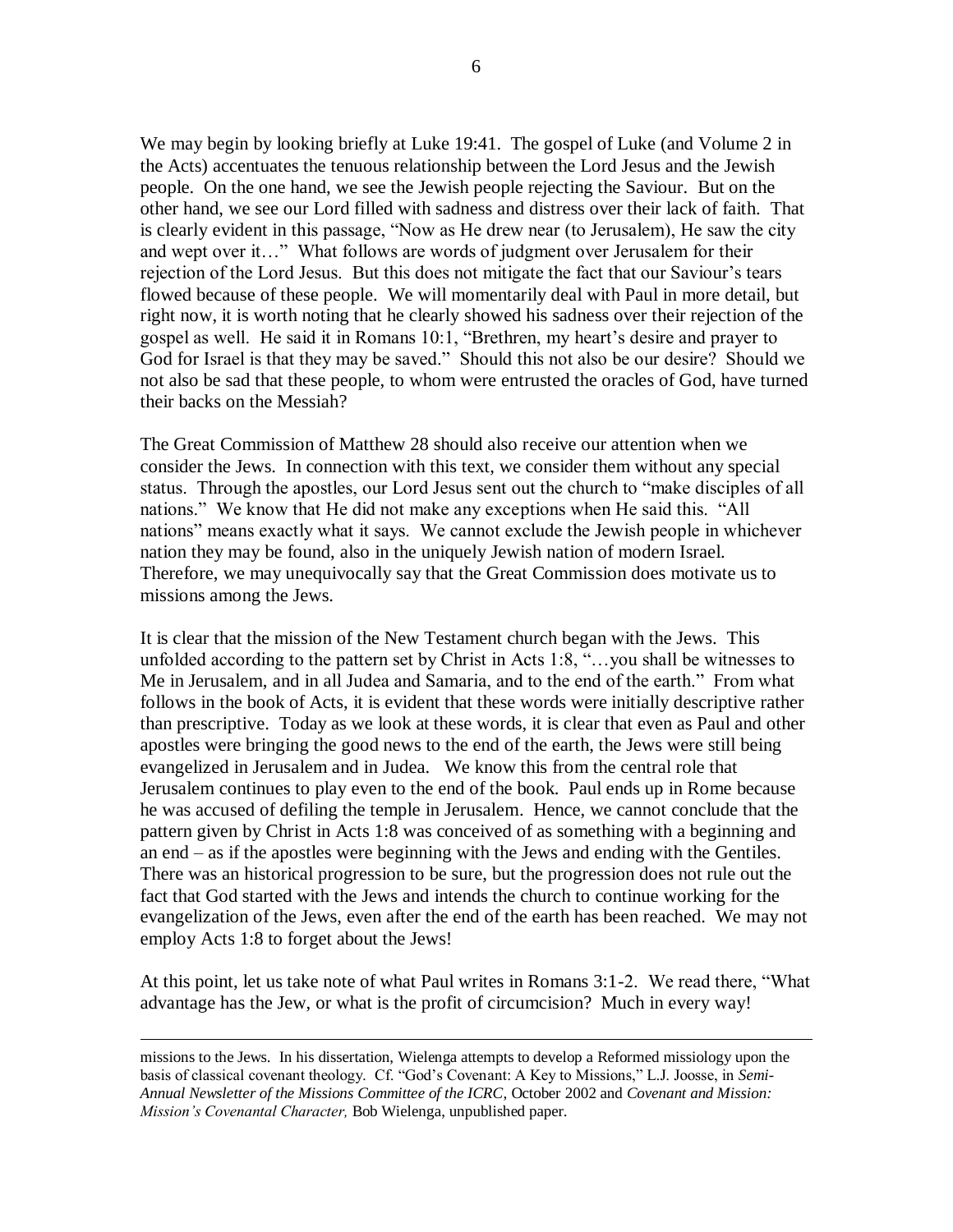We may begin by looking briefly at Luke 19:41. The gospel of Luke (and Volume 2 in the Acts) accentuates the tenuous relationship between the Lord Jesus and the Jewish people. On the one hand, we see the Jewish people rejecting the Saviour. But on the other hand, we see our Lord filled with sadness and distress over their lack of faith. That is clearly evident in this passage, "Now as He drew near (to Jerusalem), He saw the city and wept over it…" What follows are words of judgment over Jerusalem for their rejection of the Lord Jesus. But this does not mitigate the fact that our Saviour's tears flowed because of these people. We will momentarily deal with Paul in more detail, but right now, it is worth noting that he clearly showed his sadness over their rejection of the gospel as well. He said it in Romans 10:1, "Brethren, my heart's desire and prayer to God for Israel is that they may be saved." Should this not also be our desire? Should we not also be sad that these people, to whom were entrusted the oracles of God, have turned their backs on the Messiah?

The Great Commission of Matthew 28 should also receive our attention when we consider the Jews. In connection with this text, we consider them without any special status. Through the apostles, our Lord Jesus sent out the church to "make disciples of all nations." We know that He did not make any exceptions when He said this. "All nations" means exactly what it says. We cannot exclude the Jewish people in whichever nation they may be found, also in the uniquely Jewish nation of modern Israel. Therefore, we may unequivocally say that the Great Commission does motivate us to missions among the Jews.

It is clear that the mission of the New Testament church began with the Jews. This unfolded according to the pattern set by Christ in Acts 1:8, "…you shall be witnesses to Me in Jerusalem, and in all Judea and Samaria, and to the end of the earth." From what follows in the book of Acts, it is evident that these words were initially descriptive rather than prescriptive. Today as we look at these words, it is clear that even as Paul and other apostles were bringing the good news to the end of the earth, the Jews were still being evangelized in Jerusalem and in Judea. We know this from the central role that Jerusalem continues to play even to the end of the book. Paul ends up in Rome because he was accused of defiling the temple in Jerusalem. Hence, we cannot conclude that the pattern given by Christ in Acts 1:8 was conceived of as something with a beginning and an end – as if the apostles were beginning with the Jews and ending with the Gentiles. There was an historical progression to be sure, but the progression does not rule out the fact that God started with the Jews and intends the church to continue working for the evangelization of the Jews, even after the end of the earth has been reached. We may not employ Acts 1:8 to forget about the Jews!

At this point, let us take note of what Paul writes in Romans 3:1-2. We read there, "What advantage has the Jew, or what is the profit of circumcision? Much in every way!

---

missions to the Jews. In his dissertation, Wielenga attempts to develop a Reformed missiology upon the basis of classical covenant theology. Cf. "God's Covenant: A Key to Missions," L.J. Joosse, in *Semi-Annual Newsletter of the Missions Committee of the ICRC,* October 2002 and *Covenant and Mission: Mission's Covenantal Character,* Bob Wielenga, unpublished paper.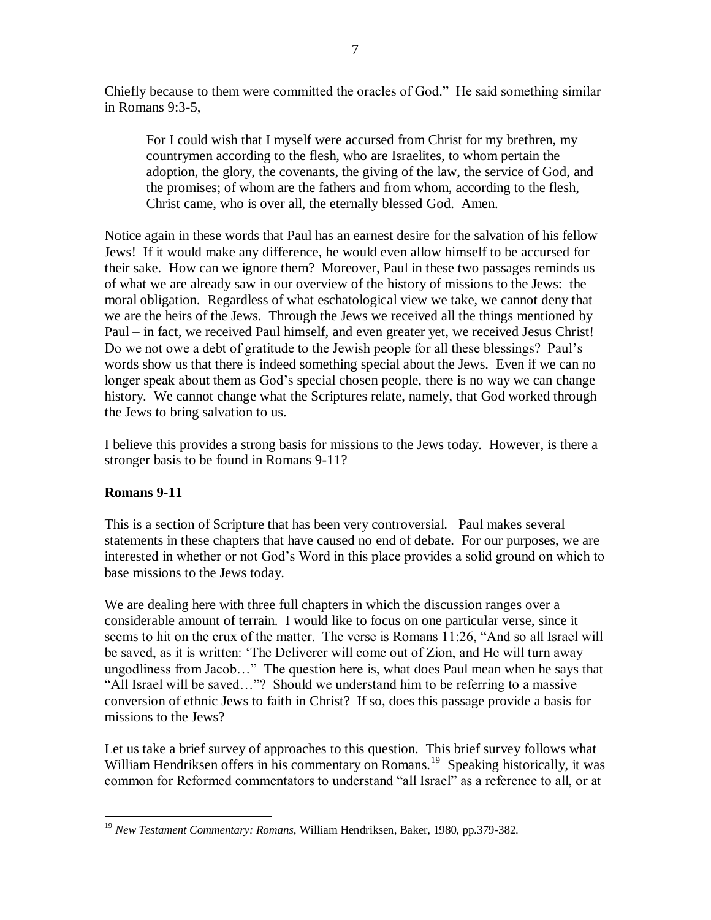Chiefly because to them were committed the oracles of God." He said something similar in Romans 9:3-5,

> For I could wish that I myself were accursed from Christ for my brethren, my countrymen according to the flesh, who are Israelites, to whom pertain the adoption, the glory, the covenants, the giving of the law, the service of God, and the promises; of whom are the fathers and from whom, according to the flesh, Christ came, who is over all, the eternally blessed God. Amen.

Notice again in these words that Paul has an earnest desire for the salvation of his fellow Jews! If it would make any difference, he would even allow himself to be accursed for their sake. How can we ignore them? Moreover, Paul in these two passages reminds us of what we are already saw in our overview of the history of missions to the Jews: the moral obligation. Regardless of what eschatological view we take, we cannot deny that we are the heirs of the Jews. Through the Jews we received all the things mentioned by Paul – in fact, we received Paul himself, and even greater yet, we received Jesus Christ! Do we not owe a debt of gratitude to the Jewish people for all these blessings? Paul's words show us that there is indeed something special about the Jews. Even if we can no longer speak about them as God's special chosen people, there is no way we can change history. We cannot change what the Scriptures relate, namely, that God worked through the Jews to bring salvation to us.

I believe this provides a strong basis for missions to the Jews today. However, is there a stronger basis to be found in Romans 9-11?

**Romans 9-11**

This is a section of Scripture that has been very controversial. Paul makes several statements in these chapters that have caused no end of debate. For our purposes, we are interested in whether or not God's Word in this place provides a solid ground on which to base missions to the Jews today.

We are dealing here with three full chapters in which the discussion ranges over a considerable amount of terrain. I would like to focus on one particular verse, since it seems to hit on the crux of the matter. The verse is Romans 11:26, "And so all Israel will be saved, as it is written: 'The Deliverer will come out of Zion, and He will turn away ungodliness from Jacob…" The question here is, what does Paul mean when he says that "All Israel will be saved…"? Should we understand him to be referring to a massive conversion of ethnic Jews to faith in Christ? If so, does this passage provide a basis for missions to the Jews?

Let us take a brief survey of approaches to this question. This brief survey follows what William Hendriksen offers in his commentary on Romans.[19] Speaking historically, it was common for Reformed commentators to understand "all Israel" as a reference to all, or at

[19] *New Testament Commentary: Romans*, William Hendriksen, Baker, 1980, pp.379-382.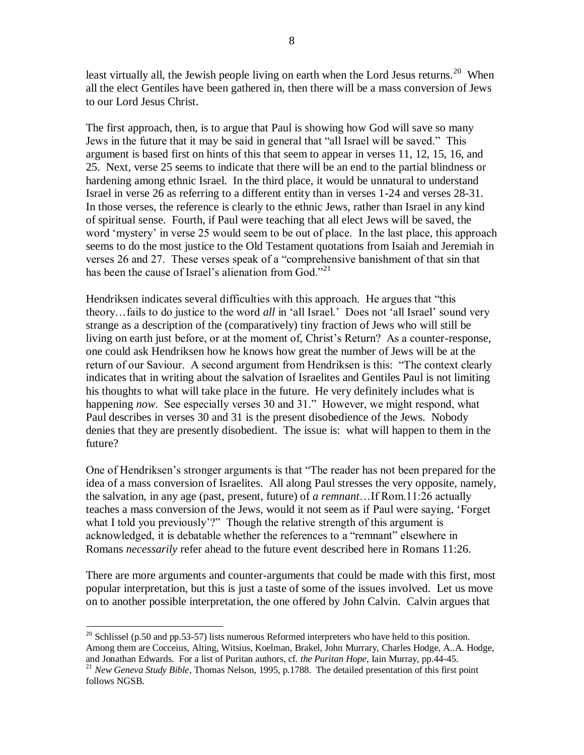least virtually all, the Jewish people living on earth when the Lord Jesus returns.[20] When all the elect Gentiles have been gathered in, then there will be a mass conversion of Jews to our Lord Jesus Christ.

The first approach, then, is to argue that Paul is showing how God will save so many Jews in the future that it may be said in general that "all Israel will be saved." This argument is based first on hints of this that seem to appear in verses 11, 12, 15, 16, and 25. Next, verse 25 seems to indicate that there will be an end to the partial blindness or hardening among ethnic Israel. In the third place, it would be unnatural to understand Israel in verse 26 as referring to a different entity than in verses 1-24 and verses 28-31. In those verses, the reference is clearly to the ethnic Jews, rather than Israel in any kind of spiritual sense. Fourth, if Paul were teaching that all elect Jews will be saved, the word 'mystery' in verse 25 would seem to be out of place. In the last place, this approach seems to do the most justice to the Old Testament quotations from Isaiah and Jeremiah in verses 26 and 27. These verses speak of a "comprehensive banishment of that sin that has been the cause of Israel's alienation from God."[21]

Hendriksen indicates several difficulties with this approach. He argues that "this theory…fails to do justice to the word *all* in 'all Israel.' Does not 'all Israel' sound very strange as a description of the (comparatively) tiny fraction of Jews who will still be living on earth just before, or at the moment of, Christ's Return? As a counter-response, one could ask Hendriksen how he knows how great the number of Jews will be at the return of our Saviour. A second argument from Hendriksen is this: "The context clearly indicates that in writing about the salvation of Israelites and Gentiles Paul is not limiting his thoughts to what will take place in the future. He very definitely includes what is happening *now*. See especially verses 30 and 31." However, we might respond, what Paul describes in verses 30 and 31 is the present disobedience of the Jews. Nobody denies that they are presently disobedient. The issue is: what will happen to them in the future?

One of Hendriksen's stronger arguments is that "The reader has not been prepared for the idea of a mass conversion of Israelites. All along Paul stresses the very opposite, namely, the salvation, in any age (past, present, future) of *a remnant*…If Rom.11:26 actually teaches a mass conversion of the Jews, would it not seem as if Paul were saying, 'Forget what I told you previously'?" Though the relative strength of this argument is acknowledged, it is debatable whether the references to a "remnant" elsewhere in Romans *necessarily* refer ahead to the future event described here in Romans 11:26.

There are more arguments and counter-arguments that could be made with this first, most popular interpretation, but this is just a taste of some of the issues involved. Let us move on to another possible interpretation, the one offered by John Calvin. Calvin argues that

---

[20] Schlissel (p.50 and pp.53-57) lists numerous Reformed interpreters who have held to this position. Among them are Cocceius, Alting, Witsius, Koelman, Brakel, John Murray, Charles Hodge, A..A. Hodge, and Jonathan Edwards. For a list of Puritan authors, cf. *the Puritan Hope*, Iain Murray, pp.44-45.

[21] *New Geneva Study Bible*, Thomas Nelson, 1995, p.1788. The detailed presentation of this first point follows NGSB.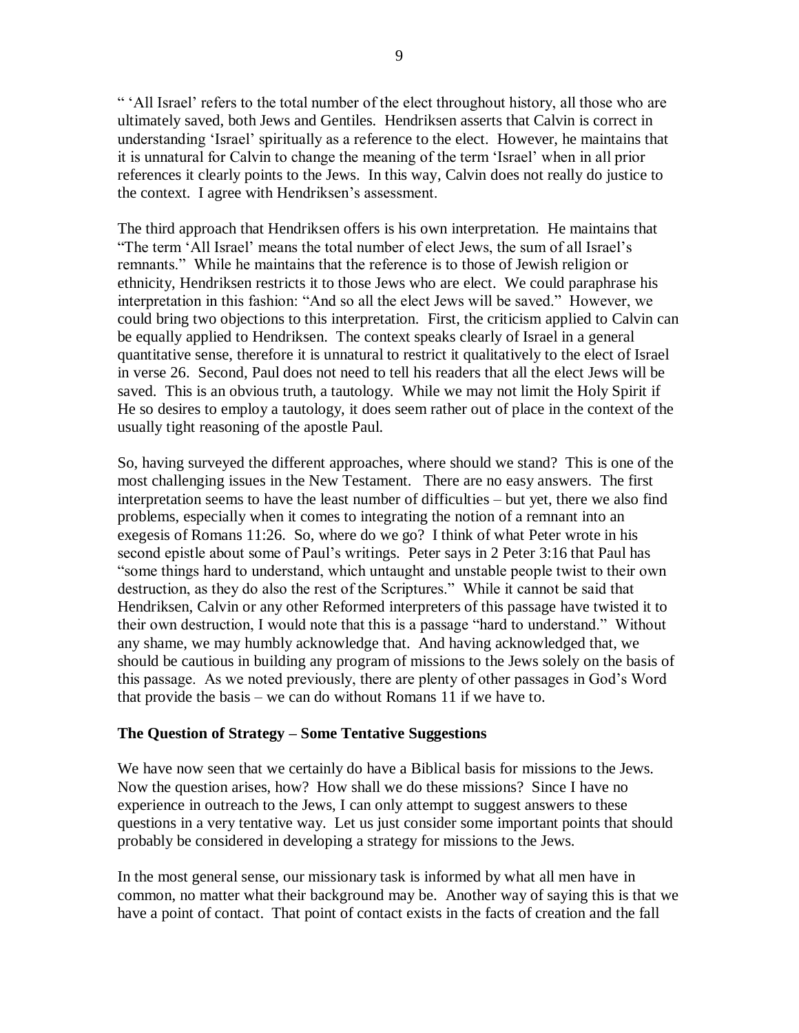" 'All Israel' refers to the total number of the elect throughout history, all those who are ultimately saved, both Jews and Gentiles. Hendriksen asserts that Calvin is correct in understanding 'Israel' spiritually as a reference to the elect. However, he maintains that it is unnatural for Calvin to change the meaning of the term 'Israel' when in all prior references it clearly points to the Jews. In this way, Calvin does not really do justice to the context. I agree with Hendriksen's assessment.

The third approach that Hendriksen offers is his own interpretation. He maintains that "The term 'All Israel' means the total number of elect Jews, the sum of all Israel's remnants." While he maintains that the reference is to those of Jewish religion or ethnicity, Hendriksen restricts it to those Jews who are elect. We could paraphrase his interpretation in this fashion: "And so all the elect Jews will be saved." However, we could bring two objections to this interpretation. First, the criticism applied to Calvin can be equally applied to Hendriksen. The context speaks clearly of Israel in a general quantitative sense, therefore it is unnatural to restrict it qualitatively to the elect of Israel in verse 26. Second, Paul does not need to tell his readers that all the elect Jews will be saved. This is an obvious truth, a tautology. While we may not limit the Holy Spirit if He so desires to employ a tautology, it does seem rather out of place in the context of the usually tight reasoning of the apostle Paul.

So, having surveyed the different approaches, where should we stand? This is one of the most challenging issues in the New Testament. There are no easy answers. The first interpretation seems to have the least number of difficulties – but yet, there we also find problems, especially when it comes to integrating the notion of a remnant into an exegesis of Romans 11:26. So, where do we go? I think of what Peter wrote in his second epistle about some of Paul's writings. Peter says in 2 Peter 3:16 that Paul has "some things hard to understand, which untaught and unstable people twist to their own destruction, as they do also the rest of the Scriptures." While it cannot be said that Hendriksen, Calvin or any other Reformed interpreters of this passage have twisted it to their own destruction, I would note that this is a passage "hard to understand." Without any shame, we may humbly acknowledge that. And having acknowledged that, we should be cautious in building any program of missions to the Jews solely on the basis of this passage. As we noted previously, there are plenty of other passages in God's Word that provide the basis – we can do without Romans 11 if we have to.

**The Question of Strategy – Some Tentative Suggestions**

We have now seen that we certainly do have a Biblical basis for missions to the Jews. Now the question arises, how? How shall we do these missions? Since I have no experience in outreach to the Jews, I can only attempt to suggest answers to these questions in a very tentative way. Let us just consider some important points that should probably be considered in developing a strategy for missions to the Jews.

In the most general sense, our missionary task is informed by what all men have in common, no matter what their background may be. Another way of saying this is that we have a point of contact. That point of contact exists in the facts of creation and the fall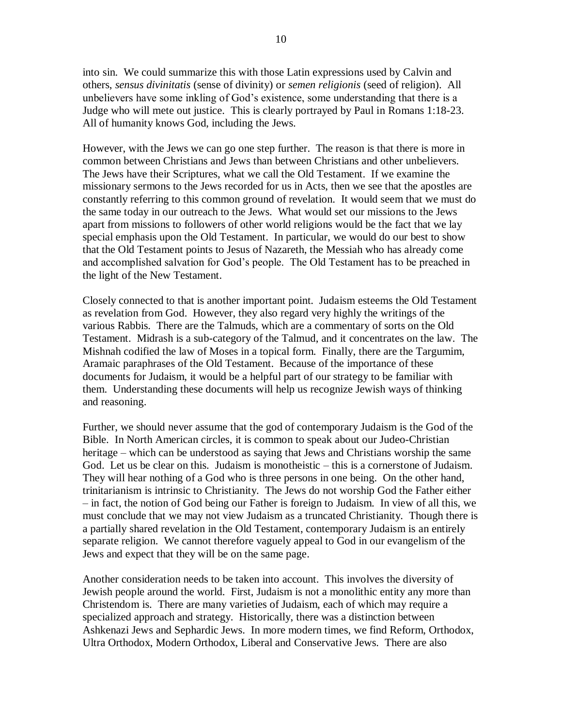into sin. We could summarize this with those Latin expressions used by Calvin and others, *sensus divinitatis* (sense of divinity) or *semen religionis* (seed of religion). All unbelievers have some inkling of God's existence, some understanding that there is a Judge who will mete out justice. This is clearly portrayed by Paul in Romans 1:18-23. All of humanity knows God, including the Jews.

However, with the Jews we can go one step further. The reason is that there is more in common between Christians and Jews than between Christians and other unbelievers. The Jews have their Scriptures, what we call the Old Testament. If we examine the missionary sermons to the Jews recorded for us in Acts, then we see that the apostles are constantly referring to this common ground of revelation. It would seem that we must do the same today in our outreach to the Jews. What would set our missions to the Jews apart from missions to followers of other world religions would be the fact that we lay special emphasis upon the Old Testament. In particular, we would do our best to show that the Old Testament points to Jesus of Nazareth, the Messiah who has already come and accomplished salvation for God's people. The Old Testament has to be preached in the light of the New Testament.

Closely connected to that is another important point. Judaism esteems the Old Testament as revelation from God. However, they also regard very highly the writings of the various Rabbis. There are the Talmuds, which are a commentary of sorts on the Old Testament. Midrash is a sub-category of the Talmud, and it concentrates on the law. The Mishnah codified the law of Moses in a topical form. Finally, there are the Targumim, Aramaic paraphrases of the Old Testament. Because of the importance of these documents for Judaism, it would be a helpful part of our strategy to be familiar with them. Understanding these documents will help us recognize Jewish ways of thinking and reasoning.

Further, we should never assume that the god of contemporary Judaism is the God of the Bible. In North American circles, it is common to speak about our Judeo-Christian heritage – which can be understood as saying that Jews and Christians worship the same God. Let us be clear on this. Judaism is monotheistic – this is a cornerstone of Judaism. They will hear nothing of a God who is three persons in one being. On the other hand, trinitarianism is intrinsic to Christianity. The Jews do not worship God the Father either – in fact, the notion of God being our Father is foreign to Judaism. In view of all this, we must conclude that we may not view Judaism as a truncated Christianity. Though there is a partially shared revelation in the Old Testament, contemporary Judaism is an entirely separate religion. We cannot therefore vaguely appeal to God in our evangelism of the Jews and expect that they will be on the same page.

Another consideration needs to be taken into account. This involves the diversity of Jewish people around the world. First, Judaism is not a monolithic entity any more than Christendom is. There are many varieties of Judaism, each of which may require a specialized approach and strategy. Historically, there was a distinction between Ashkenazi Jews and Sephardic Jews. In more modern times, we find Reform, Orthodox, Ultra Orthodox, Modern Orthodox, Liberal and Conservative Jews. There are also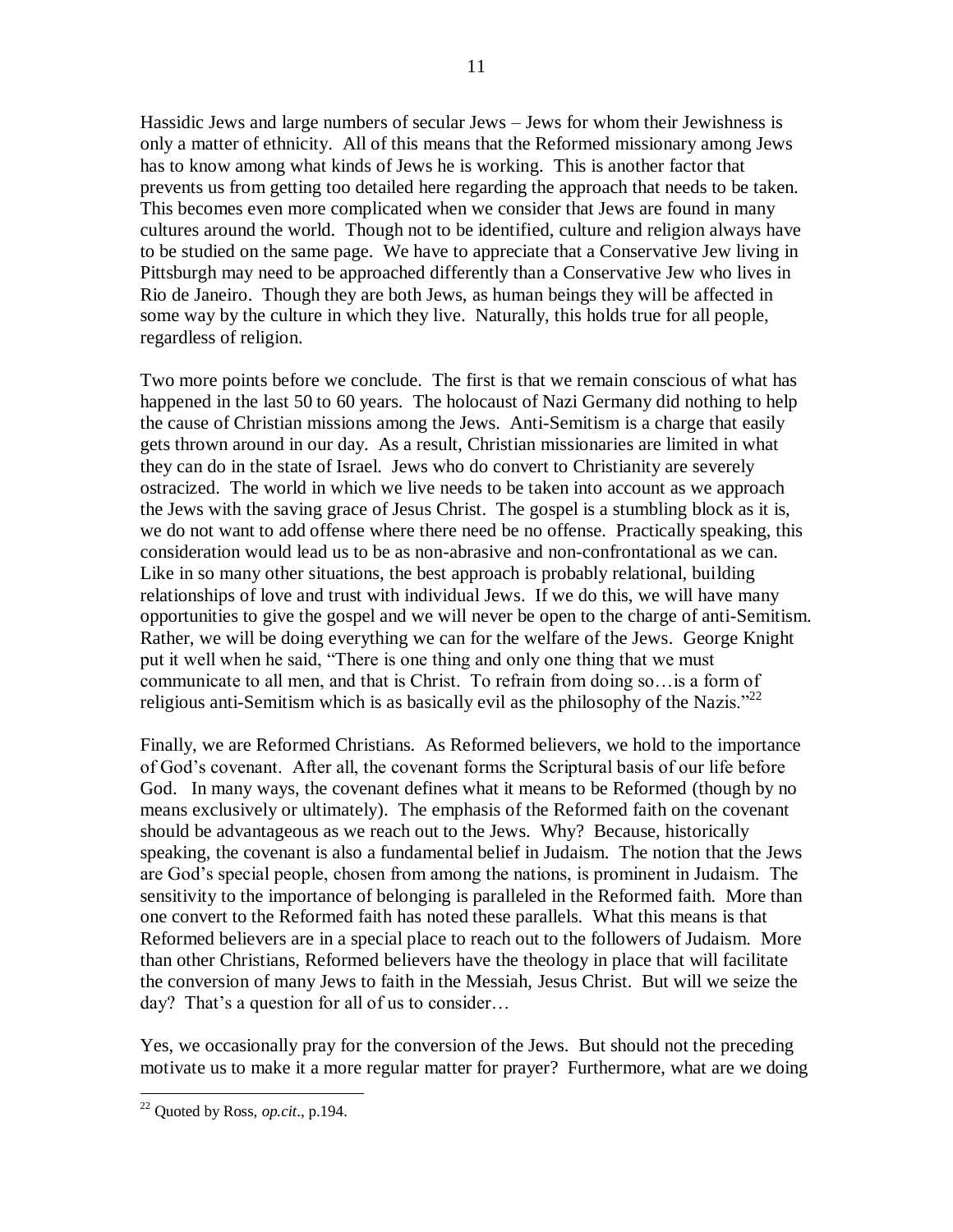Hassidic Jews and large numbers of secular Jews – Jews for whom their Jewishness is only a matter of ethnicity. All of this means that the Reformed missionary among Jews has to know among what kinds of Jews he is working. This is another factor that prevents us from getting too detailed here regarding the approach that needs to be taken. This becomes even more complicated when we consider that Jews are found in many cultures around the world. Though not to be identified, culture and religion always have to be studied on the same page. We have to appreciate that a Conservative Jew living in Pittsburgh may need to be approached differently than a Conservative Jew who lives in Rio de Janeiro. Though they are both Jews, as human beings they will be affected in some way by the culture in which they live. Naturally, this holds true for all people, regardless of religion.

Two more points before we conclude. The first is that we remain conscious of what has happened in the last 50 to 60 years. The holocaust of Nazi Germany did nothing to help the cause of Christian missions among the Jews. Anti-Semitism is a charge that easily gets thrown around in our day. As a result, Christian missionaries are limited in what they can do in the state of Israel. Jews who do convert to Christianity are severely ostracized. The world in which we live needs to be taken into account as we approach the Jews with the saving grace of Jesus Christ. The gospel is a stumbling block as it is, we do not want to add offense where there need be no offense. Practically speaking, this consideration would lead us to be as non-abrasive and non-confrontational as we can. Like in so many other situations, the best approach is probably relational, building relationships of love and trust with individual Jews. If we do this, we will have many opportunities to give the gospel and we will never be open to the charge of anti-Semitism. Rather, we will be doing everything we can for the welfare of the Jews. George Knight put it well when he said, "There is one thing and only one thing that we must communicate to all men, and that is Christ. To refrain from doing so…is a form of religious anti-Semitism which is as basically evil as the philosophy of the Nazis."[22]

Finally, we are Reformed Christians. As Reformed believers, we hold to the importance of God's covenant. After all, the covenant forms the Scriptural basis of our life before God. In many ways, the covenant defines what it means to be Reformed (though by no means exclusively or ultimately). The emphasis of the Reformed faith on the covenant should be advantageous as we reach out to the Jews. Why? Because, historically speaking, the covenant is also a fundamental belief in Judaism. The notion that the Jews are God's special people, chosen from among the nations, is prominent in Judaism. The sensitivity to the importance of belonging is paralleled in the Reformed faith. More than one convert to the Reformed faith has noted these parallels. What this means is that Reformed believers are in a special place to reach out to the followers of Judaism. More than other Christians, Reformed believers have the theology in place that will facilitate the conversion of many Jews to faith in the Messiah, Jesus Christ. But will we seize the day? That's a question for all of us to consider…

Yes, we occasionally pray for the conversion of the Jews. But should not the preceding motivate us to make it a more regular matter for prayer? Furthermore, what are we doing

---

[22] Quoted by Ross, *op.cit*., p.194.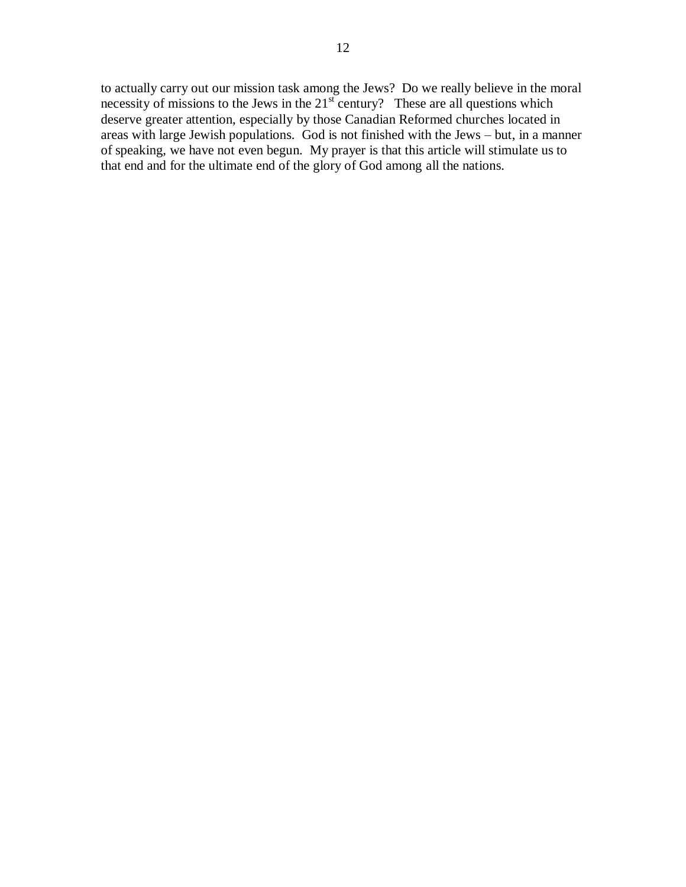to actually carry out our mission task among the Jews? Do we really believe in the moral necessity of missions to the Jews in the 21st century? These are all questions which deserve greater attention, especially by those Canadian Reformed churches located in areas with large Jewish populations. God is not finished with the Jews – but, in a manner of speaking, we have not even begun. My prayer is that this article will stimulate us to that end and for the ultimate end of the glory of God among all the nations.